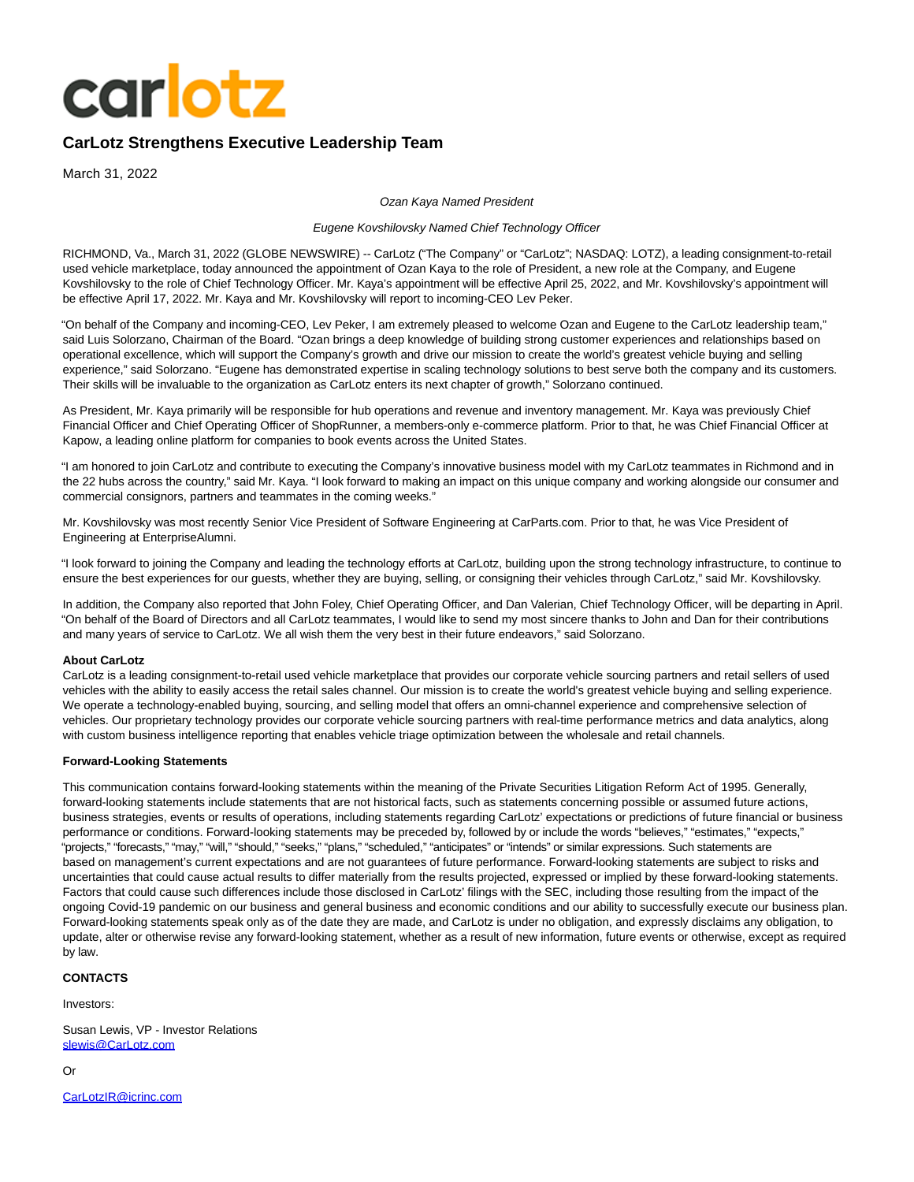carlotz

# CarLotz Strengthens Executive Leadership Team

March 31, 2022

*Ozan Kaya Named President*

*Eugene Kovshilovsky Named Chief Technology Officer*

RICHMOND, Va., March 31, 2022 (GLOBE NEWSWIRE) -- CarLotz ("The Company" or "CarLotz"; NASDAQ: LOTZ), a leading consignment-to-retail used vehicle marketplace, today announced the appointment of Ozan Kaya to the role of President, a new role at the Company, and Eugene Kovshilovsky to the role of Chief Technology Officer. Mr. Kaya's appointment will be effective April 25, 2022, and Mr. Kovshilovsky's appointment will be effective April 17, 2022. Mr. Kaya and Mr. Kovshilovsky will report to incoming-CEO Lev Peker.

"On behalf of the Company and incoming-CEO, Lev Peker, I am extremely pleased to welcome Ozan and Eugene to the CarLotz leadership team," said Luis Solorzano, Chairman of the Board. "Ozan brings a deep knowledge of building strong customer experiences and relationships based on operational excellence, which will support the Company's growth and drive our mission to create the world's greatest vehicle buying and selling experience," said Solorzano. "Eugene has demonstrated expertise in scaling technology solutions to best serve both the company and its customers. Their skills will be invaluable to the organization as CarLotz enters its next chapter of growth," Solorzano continued.

As President, Mr. Kaya primarily will be responsible for hub operations and revenue and inventory management. Mr. Kaya was previously Chief Financial Officer and Chief Operating Officer of ShopRunner, a members-only e-commerce platform. Prior to that, he was Chief Financial Officer at Kapow, a leading online platform for companies to book events across the United States.

"I am honored to join CarLotz and contribute to executing the Company's innovative business model with my CarLotz teammates in Richmond and in the 22 hubs across the country," said Mr. Kaya. "I look forward to making an impact on this unique company and working alongside our consumer and commercial consignors, partners and teammates in the coming weeks."

Mr. Kovshilovsky was most recently Senior Vice President of Software Engineering at CarParts.com. Prior to that, he was Vice President of Engineering at EnterpriseAlumni.

"I look forward to joining the Company and leading the technology efforts at CarLotz, building upon the strong technology infrastructure, to continue to ensure the best experiences for our guests, whether they are buying, selling, or consigning their vehicles through CarLotz," said Mr. Kovshilovsky.

In addition, the Company also reported that John Foley, Chief Operating Officer, and Dan Valerian, Chief Technology Officer, will be departing in April. "On behalf of the Board of Directors and all CarLotz teammates, I would like to send my most sincere thanks to John and Dan for their contributions and many years of service to CarLotz. We all wish them the very best in their future endeavors," said Solorzano.

**About CarLotz**
CarLotz is a leading consignment-to-retail used vehicle marketplace that provides our corporate vehicle sourcing partners and retail sellers of used vehicles with the ability to easily access the retail sales channel. Our mission is to create the world's greatest vehicle buying and selling experience. We operate a technology-enabled buying, sourcing, and selling model that offers an omni-channel experience and comprehensive selection of vehicles. Our proprietary technology provides our corporate vehicle sourcing partners with real-time performance metrics and data analytics, along with custom business intelligence reporting that enables vehicle triage optimization between the wholesale and retail channels.

**Forward-Looking Statements**

This communication contains forward-looking statements within the meaning of the Private Securities Litigation Reform Act of 1995. Generally, forward-looking statements include statements that are not historical facts, such as statements concerning possible or assumed future actions, business strategies, events or results of operations, including statements regarding CarLotz' expectations or predictions of future financial or business performance or conditions. Forward-looking statements may be preceded by, followed by or include the words "believes," "estimates," "expects," "projects," "forecasts," "may," "will," "should," "seeks," "plans," "scheduled," "anticipates" or "intends" or similar expressions. Such statements are based on management's current expectations and are not guarantees of future performance. Forward-looking statements are subject to risks and uncertainties that could cause actual results to differ materially from the results projected, expressed or implied by these forward-looking statements. Factors that could cause such differences include those disclosed in CarLotz' filings with the SEC, including those resulting from the impact of the ongoing Covid-19 pandemic on our business and general business and economic conditions and our ability to successfully execute our business plan. Forward-looking statements speak only as of the date they are made, and CarLotz is under no obligation, and expressly disclaims any obligation, to update, alter or otherwise revise any forward-looking statement, whether as a result of new information, future events or otherwise, except as required by law.

**CONTACTS**

Investors:

Susan Lewis, VP - Investor Relations
slewis@CarLotz.com

Or

CarLotzIR@icrinc.com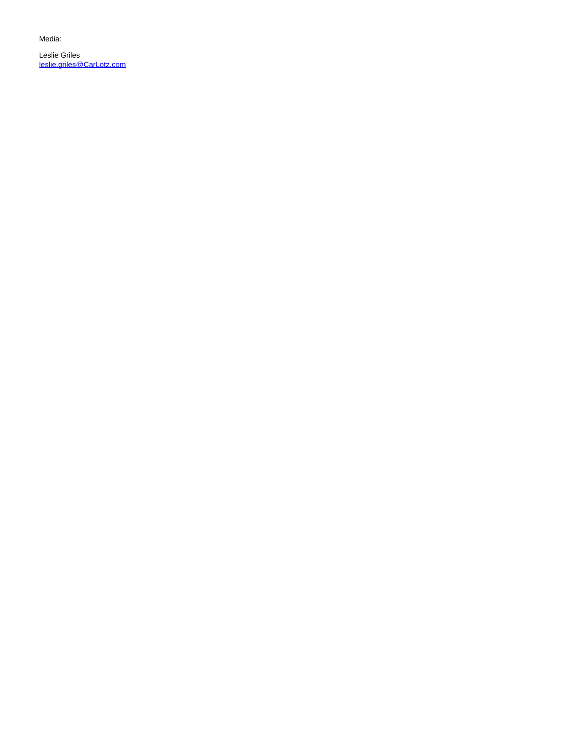Media:

Leslie Griles
leslie.griles@CarLotz.com